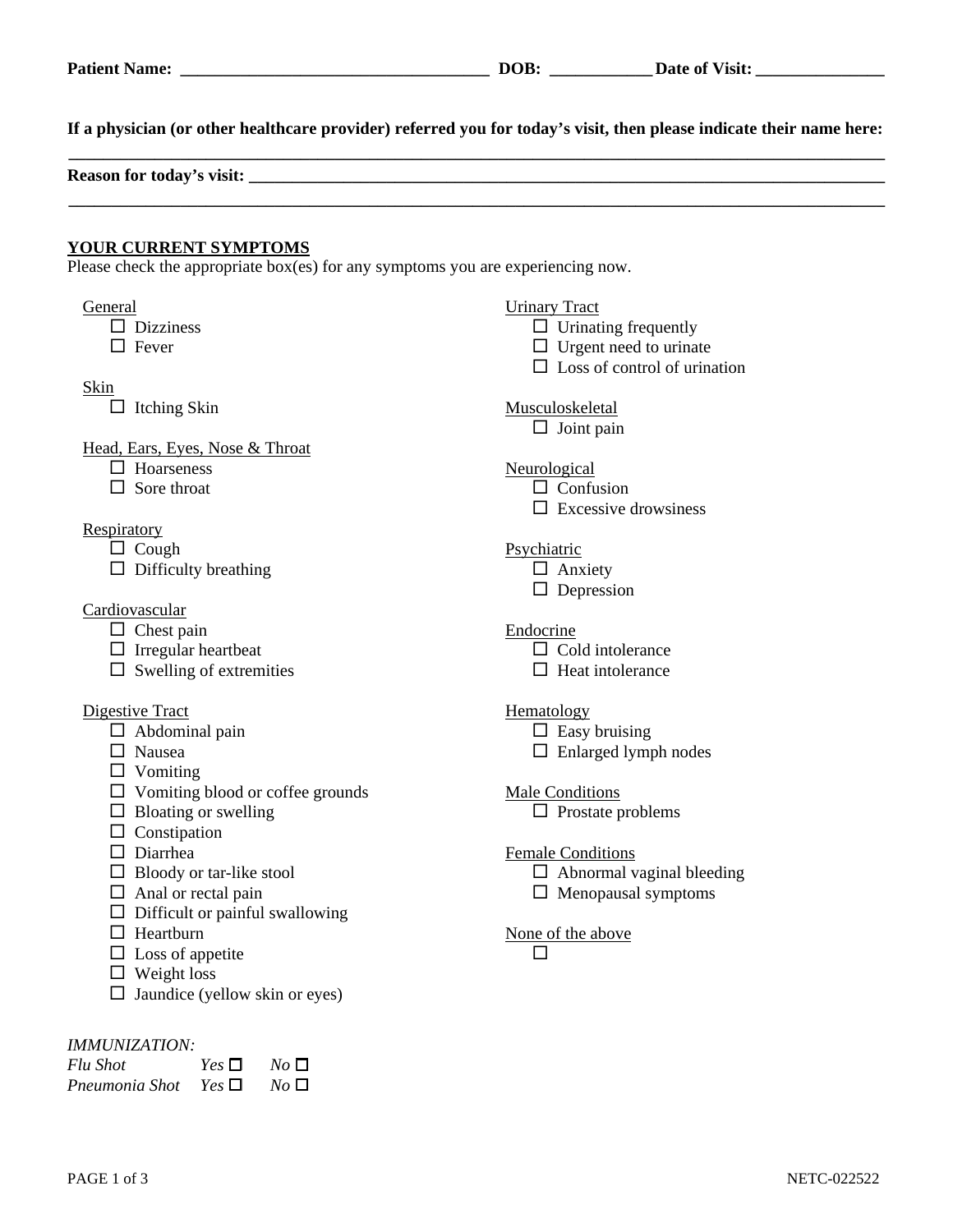**Patient Name:** ____________________________________ **DOB:** ____________ **Date of Visit:** _______________

**If a physician (or other healthcare provider) referred you for today's visit, then please indicate their name here:**
______________________________________________________________________________________________

**Reason for today's visit:** ______________________________________________________________________________
______________________________________________________________________________________________

**YOUR CURRENT SYMPTOMS**

Please check the appropriate box(es) for any symptoms you are experiencing now.

General
- ☐ Dizziness
- ☐ Fever

Skin
- ☐ Itching Skin

Head, Ears, Eyes, Nose & Throat
- ☐ Hoarseness
- ☐ Sore throat

Respiratory
- ☐ Cough
- ☐ Difficulty breathing

Cardiovascular
- ☐ Chest pain
- ☐ Irregular heartbeat
- ☐ Swelling of extremities

Digestive Tract
- ☐ Abdominal pain
- ☐ Nausea
- ☐ Vomiting
- ☐ Vomiting blood or coffee grounds
- ☐ Bloating or swelling
- ☐ Constipation
- ☐ Diarrhea
- ☐ Bloody or tar-like stool
- ☐ Anal or rectal pain
- ☐ Difficult or painful swallowing
- ☐ Heartburn
- ☐ Loss of appetite
- ☐ Weight loss
- ☐ Jaundice (yellow skin or eyes)

Urinary Tract
- ☐ Urinating frequently
- ☐ Urgent need to urinate
- ☐ Loss of control of urination

Musculoskeletal
- ☐ Joint pain

Neurological
- ☐ Confusion
- ☐ Excessive drowsiness

Psychiatric
- ☐ Anxiety
- ☐ Depression

Endocrine
- ☐ Cold intolerance
- ☐ Heat intolerance

Hematology
- ☐ Easy bruising
- ☐ Enlarged lymph nodes

Male Conditions
- ☐ Prostate problems

Female Conditions
- ☐ Abnormal vaginal bleeding
- ☐ Menopausal symptoms

None of the above
- ☐

*IMMUNIZATION:*

| | | |
|---|---|---|
| *Flu Shot* | *Yes* ☐ | *No* ☐ |
| *Pneumonia Shot* | *Yes* ☐ | *No* ☐ |

NETC-022522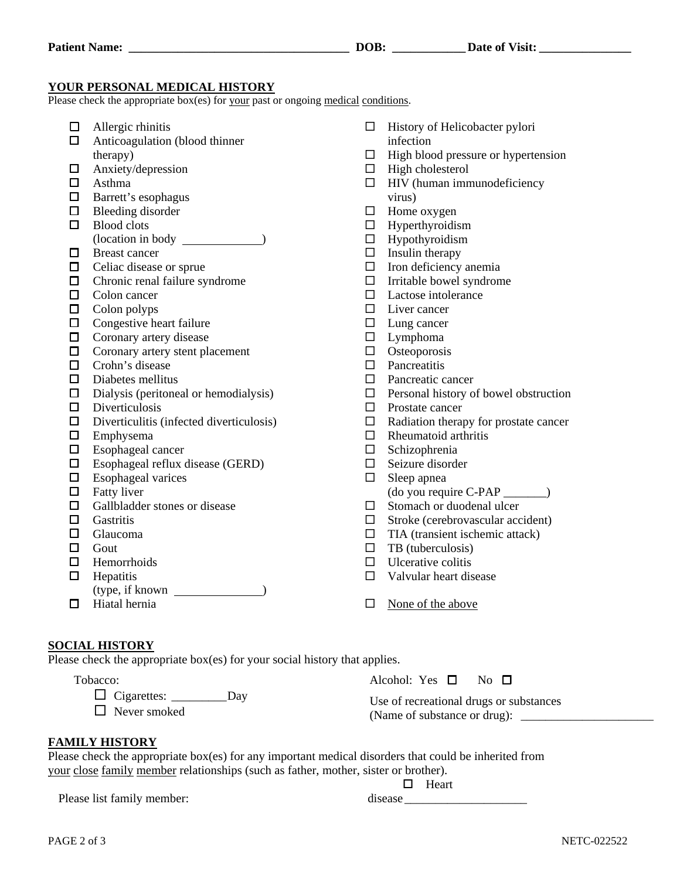**Patient Name:** ____________________________________ **DOB:** ____________ **Date of Visit:** ________________

## YOUR PERSONAL MEDICAL HISTORY

Please check the appropriate box(es) for your past or ongoing medical conditions.

- ☐ Allergic rhinitis
- ☐ Anticoagulation (blood thinner therapy)
- ☐ Anxiety/depression
- ☐ Asthma
- ☐ Barrett's esophagus
- ☐ Bleeding disorder
- ☐ Blood clots (location in body _____________)
- ☐ Breast cancer
- ☐ Celiac disease or sprue
- ☐ Chronic renal failure syndrome
- ☐ Colon cancer
- ☐ Colon polyps
- ☐ Congestive heart failure
- ☐ Coronary artery disease
- ☐ Coronary artery stent placement
- ☐ Crohn's disease
- ☐ Diabetes mellitus
- ☐ Dialysis (peritoneal or hemodialysis)
- ☐ Diverticulosis
- ☐ Diverticulitis (infected diverticulosis)
- ☐ Emphysema
- ☐ Esophageal cancer
- ☐ Esophageal reflux disease (GERD)
- ☐ Esophageal varices
- ☐ Fatty liver
- ☐ Gallbladder stones or disease
- ☐ Gastritis
- ☐ Glaucoma
- ☐ Gout
- ☐ Hemorrhoids
- ☐ Hepatitis (type, if known _______________)
- ☐ Hiatal hernia
- ☐ History of Helicobacter pylori infection
- ☐ High blood pressure or hypertension
- ☐ High cholesterol
- ☐ HIV (human immunodeficiency virus)
- ☐ Home oxygen
- ☐ Hyperthyroidism
- ☐ Hypothyroidism
- ☐ Insulin therapy
- ☐ Iron deficiency anemia
- ☐ Irritable bowel syndrome
- ☐ Lactose intolerance
- ☐ Liver cancer
- ☐ Lung cancer
- ☐ Lymphoma
- ☐ Osteoporosis
- ☐ Pancreatitis
- ☐ Pancreatic cancer
- ☐ Personal history of bowel obstruction
- ☐ Prostate cancer
- ☐ Radiation therapy for prostate cancer
- ☐ Rheumatoid arthritis
- ☐ Schizophrenia
- ☐ Seizure disorder
- ☐ Sleep apnea (do you require C-PAP _______)
- ☐ Stomach or duodenal ulcer
- ☐ Stroke (cerebrovascular accident)
- ☐ TIA (transient ischemic attack)
- ☐ TB (tuberculosis)
- ☐ Ulcerative colitis
- ☐ Valvular heart disease
- ☐ None of the above

## SOCIAL HISTORY

Please check the appropriate box(es) for your social history that applies.

Tobacco:

- ☐ Cigarettes: _________Day
- ☐ Never smoked

Alcohol: Yes ☐ No ☐

Use of recreational drugs or substances (Name of substance or drug): _____________________

## FAMILY HISTORY

Please check the appropriate box(es) for any important medical disorders that could be inherited from your close family member relationships (such as father, mother, sister or brother).

Please list family member:

☐ Heart disease ____________________

NETC-022522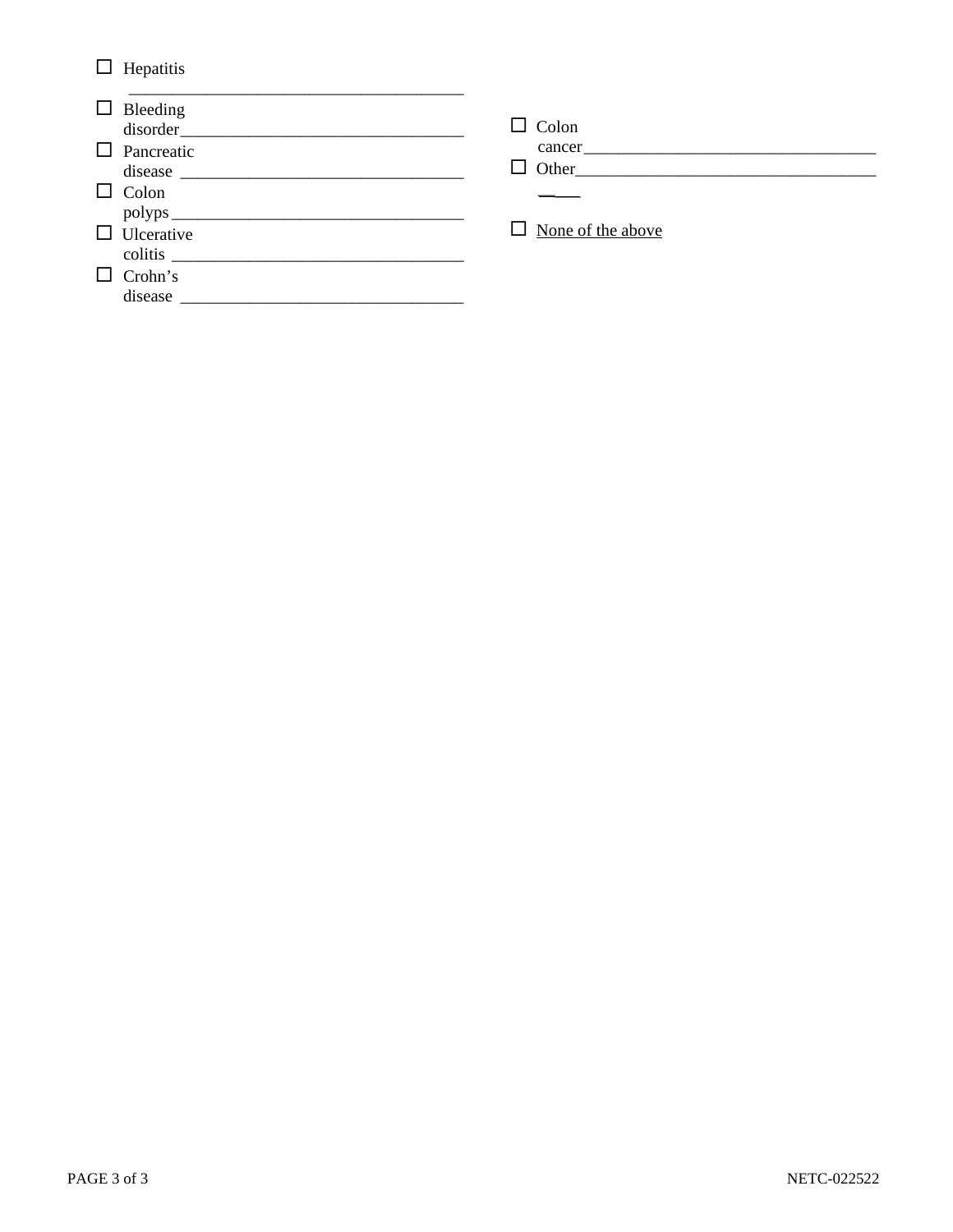☐ Hepatitis ________________________________________

☐ Bleeding disorder________________________________

☐ Pancreatic disease ________________________________

☐ Colon polyps __________________________________

☐ Ulcerative colitis _________________________________

☐ Crohn's disease ________________________________

☐ Colon cancer__________________________________

☐ Other____________________________________

☐ None of the above